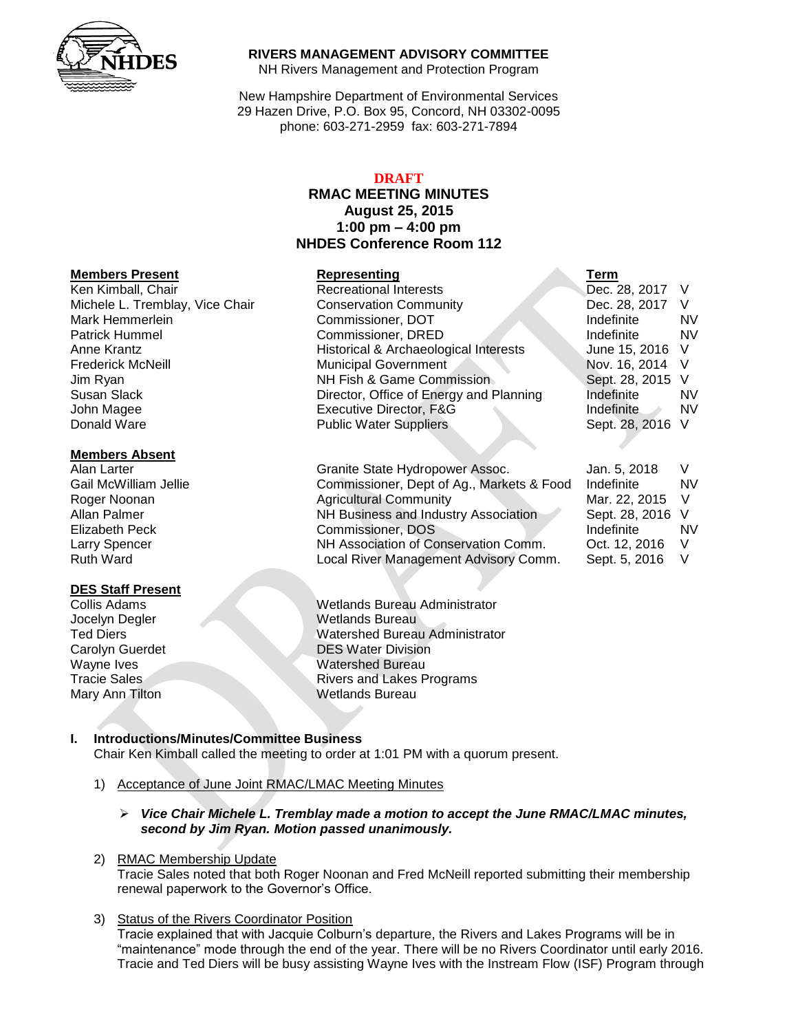**RIVERS MANAGEMENT ADVISORY COMMITTEE**
NH Rivers Management and Protection Program

New Hampshire Department of Environmental Services
29 Hazen Drive, P.O. Box 95, Concord, NH 03302-0095
phone: 603-271-2959 fax: 603-271-7894

**DRAFT**

# RMAC MEETING MINUTES
**August 25, 2015**
**1:00 pm – 4:00 pm**
**NHDES Conference Room 112**

| **Members Present** | **Representing** | **Term** | |
|---|---|---|---|
| Ken Kimball, Chair | Recreational Interests | Dec. 28, 2017 | V |
| Michele L. Tremblay, Vice Chair | Conservation Community | Dec. 28, 2017 | V |
| Mark Hemmerlein | Commissioner, DOT | Indefinite | NV |
| Patrick Hummel | Commissioner, DRED | Indefinite | NV |
| Anne Krantz | Historical & Archaeological Interests | June 15, 2016 | V |
| Frederick McNeill | Municipal Government | Nov. 16, 2014 | V |
| Jim Ryan | NH Fish & Game Commission | Sept. 28, 2015 | V |
| Susan Slack | Director, Office of Energy and Planning | Indefinite | NV |
| John Magee | Executive Director, F&G | Indefinite | NV |
| Donald Ware | Public Water Suppliers | Sept. 28, 2016 | V |

| **Members Absent** | | | |
|---|---|---|---|
| Alan Larter | Granite State Hydropower Assoc. | Jan. 5, 2018 | V |
| Gail McWilliam Jellie | Commissioner, Dept of Ag., Markets & Food | Indefinite | NV |
| Roger Noonan | Agricultural Community | Mar. 22, 2015 | V |
| Allan Palmer | NH Business and Industry Association | Sept. 28, 2016 | V |
| Elizabeth Peck | Commissioner, DOS | Indefinite | NV |
| Larry Spencer | NH Association of Conservation Comm. | Oct. 12, 2016 | V |
| Ruth Ward | Local River Management Advisory Comm. | Sept. 5, 2016 | V |

| **DES Staff Present** | |
|---|---|
| Collis Adams | Wetlands Bureau Administrator |
| Jocelyn Degler | Wetlands Bureau |
| Ted Diers | Watershed Bureau Administrator |
| Carolyn Guerdet | DES Water Division |
| Wayne Ives | Watershed Bureau |
| Tracie Sales | Rivers and Lakes Programs |
| Mary Ann Tilton | Wetlands Bureau |

## I. Introductions/Minutes/Committee Business

Chair Ken Kimball called the meeting to order at 1:01 PM with a quorum present.

1) Acceptance of June Joint RMAC/LMAC Meeting Minutes

   - ***Vice Chair Michele L. Tremblay made a motion to accept the June RMAC/LMAC minutes, second by Jim Ryan. Motion passed unanimously.***

2) RMAC Membership Update
   Tracie Sales noted that both Roger Noonan and Fred McNeill reported submitting their membership renewal paperwork to the Governor's Office.

3) Status of the Rivers Coordinator Position
   Tracie explained that with Jacquie Colburn's departure, the Rivers and Lakes Programs will be in "maintenance" mode through the end of the year. There will be no Rivers Coordinator until early 2016. Tracie and Ted Diers will be busy assisting Wayne Ives with the Instream Flow (ISF) Program through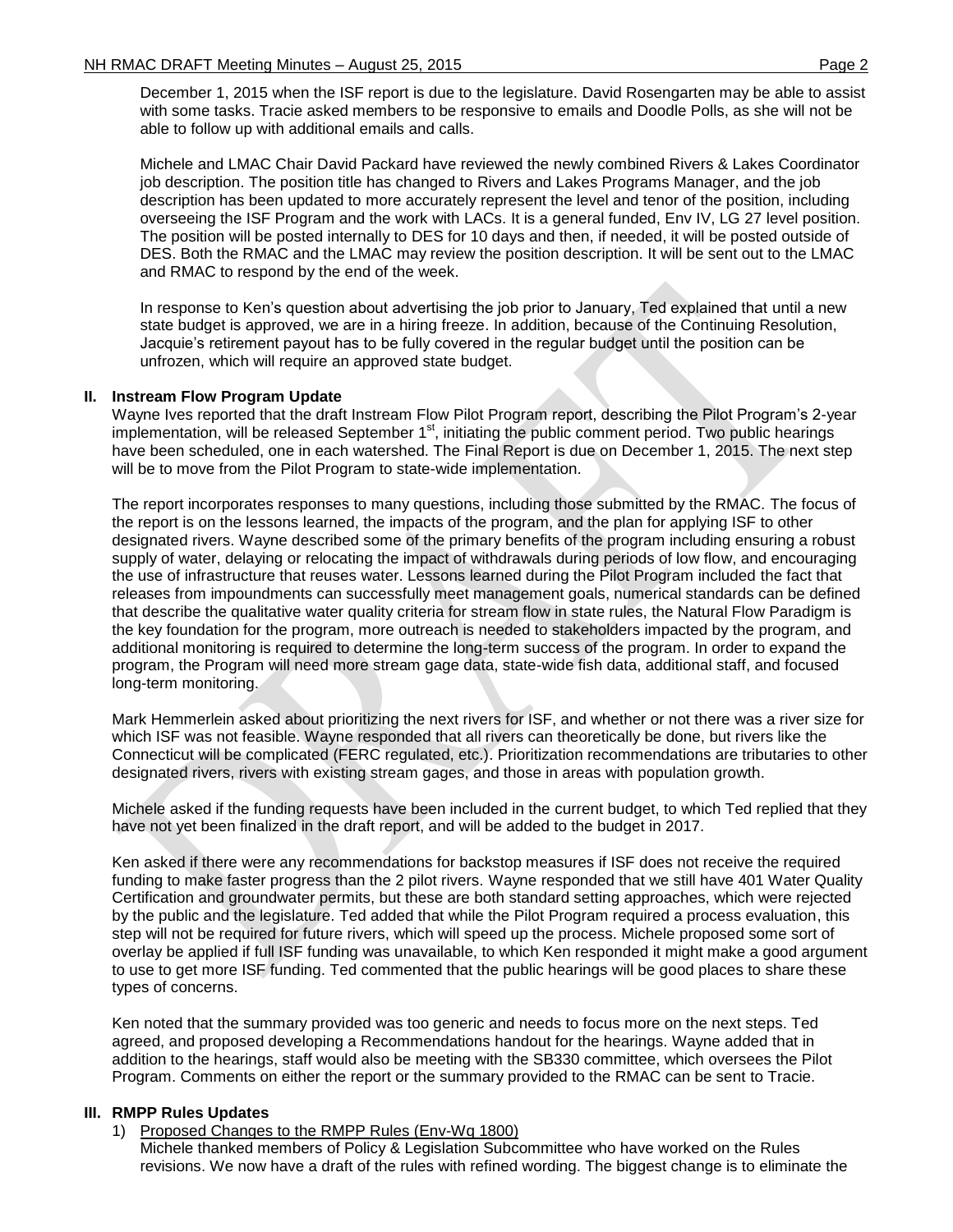December 1, 2015 when the ISF report is due to the legislature. David Rosengarten may be able to assist with some tasks. Tracie asked members to be responsive to emails and Doodle Polls, as she will not be able to follow up with additional emails and calls.

Michele and LMAC Chair David Packard have reviewed the newly combined Rivers & Lakes Coordinator job description. The position title has changed to Rivers and Lakes Programs Manager, and the job description has been updated to more accurately represent the level and tenor of the position, including overseeing the ISF Program and the work with LACs. It is a general funded, Env IV, LG 27 level position. The position will be posted internally to DES for 10 days and then, if needed, it will be posted outside of DES. Both the RMAC and the LMAC may review the position description. It will be sent out to the LMAC and RMAC to respond by the end of the week.

In response to Ken's question about advertising the job prior to January, Ted explained that until a new state budget is approved, we are in a hiring freeze. In addition, because of the Continuing Resolution, Jacquie's retirement payout has to be fully covered in the regular budget until the position can be unfrozen, which will require an approved state budget.

## II. Instream Flow Program Update

Wayne Ives reported that the draft Instream Flow Pilot Program report, describing the Pilot Program's 2-year implementation, will be released September 1st, initiating the public comment period. Two public hearings have been scheduled, one in each watershed. The Final Report is due on December 1, 2015. The next step will be to move from the Pilot Program to state-wide implementation.

The report incorporates responses to many questions, including those submitted by the RMAC. The focus of the report is on the lessons learned, the impacts of the program, and the plan for applying ISF to other designated rivers. Wayne described some of the primary benefits of the program including ensuring a robust supply of water, delaying or relocating the impact of withdrawals during periods of low flow, and encouraging the use of infrastructure that reuses water. Lessons learned during the Pilot Program included the fact that releases from impoundments can successfully meet management goals, numerical standards can be defined that describe the qualitative water quality criteria for stream flow in state rules, the Natural Flow Paradigm is the key foundation for the program, more outreach is needed to stakeholders impacted by the program, and additional monitoring is required to determine the long-term success of the program. In order to expand the program, the Program will need more stream gage data, state-wide fish data, additional staff, and focused long-term monitoring.

Mark Hemmerlein asked about prioritizing the next rivers for ISF, and whether or not there was a river size for which ISF was not feasible. Wayne responded that all rivers can theoretically be done, but rivers like the Connecticut will be complicated (FERC regulated, etc.). Prioritization recommendations are tributaries to other designated rivers, rivers with existing stream gages, and those in areas with population growth.

Michele asked if the funding requests have been included in the current budget, to which Ted replied that they have not yet been finalized in the draft report, and will be added to the budget in 2017.

Ken asked if there were any recommendations for backstop measures if ISF does not receive the required funding to make faster progress than the 2 pilot rivers. Wayne responded that we still have 401 Water Quality Certification and groundwater permits, but these are both standard setting approaches, which were rejected by the public and the legislature. Ted added that while the Pilot Program required a process evaluation, this step will not be required for future rivers, which will speed up the process. Michele proposed some sort of overlay be applied if full ISF funding was unavailable, to which Ken responded it might make a good argument to use to get more ISF funding. Ted commented that the public hearings will be good places to share these types of concerns.

Ken noted that the summary provided was too generic and needs to focus more on the next steps. Ted agreed, and proposed developing a Recommendations handout for the hearings. Wayne added that in addition to the hearings, staff would also be meeting with the SB330 committee, which oversees the Pilot Program. Comments on either the report or the summary provided to the RMAC can be sent to Tracie.

## III. RMPP Rules Updates

1) Proposed Changes to the RMPP Rules (Env-Wq 1800)

Michele thanked members of Policy & Legislation Subcommittee who have worked on the Rules revisions. We now have a draft of the rules with refined wording. The biggest change is to eliminate the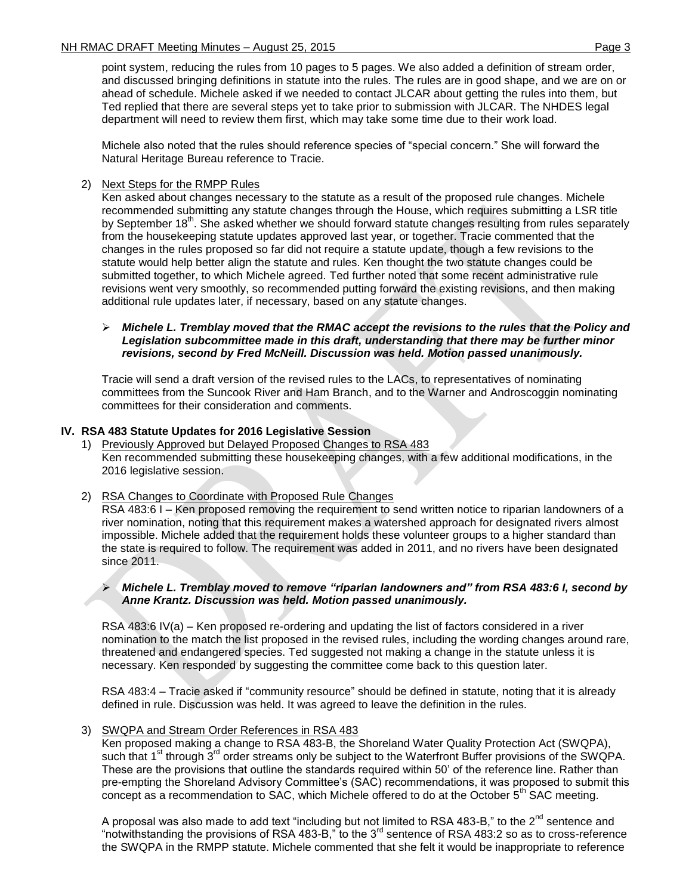point system, reducing the rules from 10 pages to 5 pages. We also added a definition of stream order, and discussed bringing definitions in statute into the rules. The rules are in good shape, and we are on or ahead of schedule. Michele asked if we needed to contact JLCAR about getting the rules into them, but Ted replied that there are several steps yet to take prior to submission with JLCAR. The NHDES legal department will need to review them first, which may take some time due to their work load.

Michele also noted that the rules should reference species of "special concern." She will forward the Natural Heritage Bureau reference to Tracie.

2) Next Steps for the RMPP Rules

Ken asked about changes necessary to the statute as a result of the proposed rule changes. Michele recommended submitting any statute changes through the House, which requires submitting a LSR title by September 18th. She asked whether we should forward statute changes resulting from rules separately from the housekeeping statute updates approved last year, or together. Tracie commented that the changes in the rules proposed so far did not require a statute update, though a few revisions to the statute would help better align the statute and rules. Ken thought the two statute changes could be submitted together, to which Michele agreed. Ted further noted that some recent administrative rule revisions went very smoothly, so recommended putting forward the existing revisions, and then making additional rule updates later, if necessary, based on any statute changes.

- ***Michele L. Tremblay moved that the RMAC accept the revisions to the rules that the Policy and Legislation subcommittee made in this draft, understanding that there may be further minor revisions, second by Fred McNeill. Discussion was held. Motion passed unanimously.***

Tracie will send a draft version of the revised rules to the LACs, to representatives of nominating committees from the Suncook River and Ham Branch, and to the Warner and Androscoggin nominating committees for their consideration and comments.

## IV. RSA 483 Statute Updates for 2016 Legislative Session

1) Previously Approved but Delayed Proposed Changes to RSA 483

Ken recommended submitting these housekeeping changes, with a few additional modifications, in the 2016 legislative session.

2) RSA Changes to Coordinate with Proposed Rule Changes

RSA 483:6 I – Ken proposed removing the requirement to send written notice to riparian landowners of a river nomination, noting that this requirement makes a watershed approach for designated rivers almost impossible. Michele added that the requirement holds these volunteer groups to a higher standard than the state is required to follow. The requirement was added in 2011, and no rivers have been designated since 2011.

- ***Michele L. Tremblay moved to remove "riparian landowners and" from RSA 483:6 I, second by Anne Krantz. Discussion was held. Motion passed unanimously.***

RSA 483:6 IV(a) – Ken proposed re-ordering and updating the list of factors considered in a river nomination to the match the list proposed in the revised rules, including the wording changes around rare, threatened and endangered species. Ted suggested not making a change in the statute unless it is necessary. Ken responded by suggesting the committee come back to this question later.

RSA 483:4 – Tracie asked if "community resource" should be defined in statute, noting that it is already defined in rule. Discussion was held. It was agreed to leave the definition in the rules.

3) SWQPA and Stream Order References in RSA 483

Ken proposed making a change to RSA 483-B, the Shoreland Water Quality Protection Act (SWQPA), such that 1st through 3rd order streams only be subject to the Waterfront Buffer provisions of the SWQPA. These are the provisions that outline the standards required within 50' of the reference line. Rather than pre-empting the Shoreland Advisory Committee's (SAC) recommendations, it was proposed to submit this concept as a recommendation to SAC, which Michele offered to do at the October 5th SAC meeting.

A proposal was also made to add text "including but not limited to RSA 483-B," to the 2nd sentence and "notwithstanding the provisions of RSA 483-B," to the 3rd sentence of RSA 483:2 so as to cross-reference the SWQPA in the RMPP statute. Michele commented that she felt it would be inappropriate to reference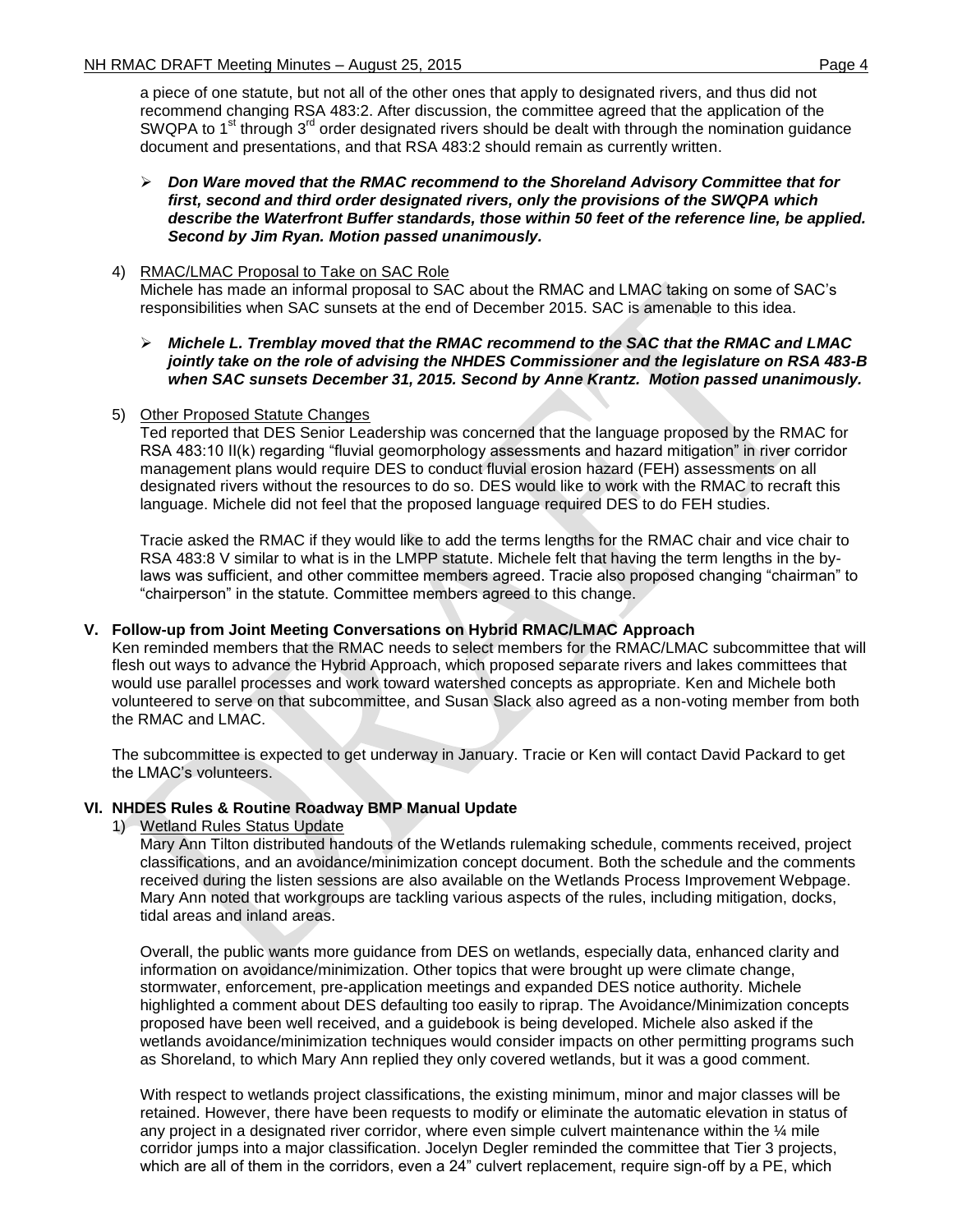a piece of one statute, but not all of the other ones that apply to designated rivers, and thus did not recommend changing RSA 483:2. After discussion, the committee agreed that the application of the SWQPA to 1st through 3rd order designated rivers should be dealt with through the nomination guidance document and presentations, and that RSA 483:2 should remain as currently written.

- ***Don Ware moved that the RMAC recommend to the Shoreland Advisory Committee that for first, second and third order designated rivers, only the provisions of the SWQPA which describe the Waterfront Buffer standards, those within 50 feet of the reference line, be applied. Second by Jim Ryan. Motion passed unanimously.***

4) RMAC/LMAC Proposal to Take on SAC Role

Michele has made an informal proposal to SAC about the RMAC and LMAC taking on some of SAC's responsibilities when SAC sunsets at the end of December 2015. SAC is amenable to this idea.

- ***Michele L. Tremblay moved that the RMAC recommend to the SAC that the RMAC and LMAC jointly take on the role of advising the NHDES Commissioner and the legislature on RSA 483-B when SAC sunsets December 31, 2015. Second by Anne Krantz. Motion passed unanimously.***

5) Other Proposed Statute Changes

Ted reported that DES Senior Leadership was concerned that the language proposed by the RMAC for RSA 483:10 II(k) regarding "fluvial geomorphology assessments and hazard mitigation" in river corridor management plans would require DES to conduct fluvial erosion hazard (FEH) assessments on all designated rivers without the resources to do so. DES would like to work with the RMAC to recraft this language. Michele did not feel that the proposed language required DES to do FEH studies.

Tracie asked the RMAC if they would like to add the terms lengths for the RMAC chair and vice chair to RSA 483:8 V similar to what is in the LMPP statute. Michele felt that having the term lengths in the by-laws was sufficient, and other committee members agreed. Tracie also proposed changing "chairman" to "chairperson" in the statute. Committee members agreed to this change.

## V. Follow-up from Joint Meeting Conversations on Hybrid RMAC/LMAC Approach

Ken reminded members that the RMAC needs to select members for the RMAC/LMAC subcommittee that will flesh out ways to advance the Hybrid Approach, which proposed separate rivers and lakes committees that would use parallel processes and work toward watershed concepts as appropriate. Ken and Michele both volunteered to serve on that subcommittee, and Susan Slack also agreed as a non-voting member from both the RMAC and LMAC.

The subcommittee is expected to get underway in January. Tracie or Ken will contact David Packard to get the LMAC's volunteers.

## VI. NHDES Rules & Routine Roadway BMP Manual Update

1) Wetland Rules Status Update

Mary Ann Tilton distributed handouts of the Wetlands rulemaking schedule, comments received, project classifications, and an avoidance/minimization concept document. Both the schedule and the comments received during the listen sessions are also available on the Wetlands Process Improvement Webpage. Mary Ann noted that workgroups are tackling various aspects of the rules, including mitigation, docks, tidal areas and inland areas.

Overall, the public wants more guidance from DES on wetlands, especially data, enhanced clarity and information on avoidance/minimization. Other topics that were brought up were climate change, stormwater, enforcement, pre-application meetings and expanded DES notice authority. Michele highlighted a comment about DES defaulting too easily to riprap. The Avoidance/Minimization concepts proposed have been well received, and a guidebook is being developed. Michele also asked if the wetlands avoidance/minimization techniques would consider impacts on other permitting programs such as Shoreland, to which Mary Ann replied they only covered wetlands, but it was a good comment.

With respect to wetlands project classifications, the existing minimum, minor and major classes will be retained. However, there have been requests to modify or eliminate the automatic elevation in status of any project in a designated river corridor, where even simple culvert maintenance within the ¼ mile corridor jumps into a major classification. Jocelyn Degler reminded the committee that Tier 3 projects, which are all of them in the corridors, even a 24" culvert replacement, require sign-off by a PE, which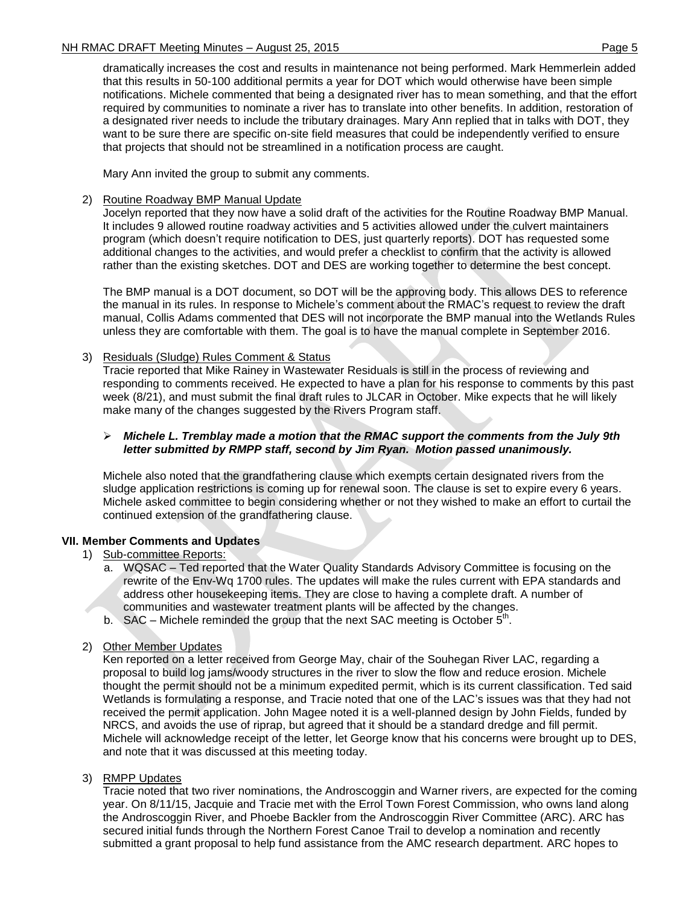dramatically increases the cost and results in maintenance not being performed. Mark Hemmerlein added that this results in 50-100 additional permits a year for DOT which would otherwise have been simple notifications. Michele commented that being a designated river has to mean something, and that the effort required by communities to nominate a river has to translate into other benefits. In addition, restoration of a designated river needs to include the tributary drainages. Mary Ann replied that in talks with DOT, they want to be sure there are specific on-site field measures that could be independently verified to ensure that projects that should not be streamlined in a notification process are caught.

Mary Ann invited the group to submit any comments.

2) Routine Roadway BMP Manual Update

Jocelyn reported that they now have a solid draft of the activities for the Routine Roadway BMP Manual. It includes 9 allowed routine roadway activities and 5 activities allowed under the culvert maintainers program (which doesn't require notification to DES, just quarterly reports). DOT has requested some additional changes to the activities, and would prefer a checklist to confirm that the activity is allowed rather than the existing sketches. DOT and DES are working together to determine the best concept.

The BMP manual is a DOT document, so DOT will be the approving body. This allows DES to reference the manual in its rules. In response to Michele's comment about the RMAC's request to review the draft manual, Collis Adams commented that DES will not incorporate the BMP manual into the Wetlands Rules unless they are comfortable with them. The goal is to have the manual complete in September 2016.

3) Residuals (Sludge) Rules Comment & Status

Tracie reported that Mike Rainey in Wastewater Residuals is still in the process of reviewing and responding to comments received. He expected to have a plan for his response to comments by this past week (8/21), and must submit the final draft rules to JLCAR in October. Mike expects that he will likely make many of the changes suggested by the Rivers Program staff.

- ***Michele L. Tremblay made a motion that the RMAC support the comments from the July 9th letter submitted by RMPP staff, second by Jim Ryan. Motion passed unanimously.***

Michele also noted that the grandfathering clause which exempts certain designated rivers from the sludge application restrictions is coming up for renewal soon. The clause is set to expire every 6 years. Michele asked committee to begin considering whether or not they wished to make an effort to curtail the continued extension of the grandfathering clause.

**VII. Member Comments and Updates**

1) Sub-committee Reports:
   a. WQSAC – Ted reported that the Water Quality Standards Advisory Committee is focusing on the rewrite of the Env-Wq 1700 rules. The updates will make the rules current with EPA standards and address other housekeeping items. They are close to having a complete draft. A number of communities and wastewater treatment plants will be affected by the changes.
   b. SAC – Michele reminded the group that the next SAC meeting is October 5th.

2) Other Member Updates

Ken reported on a letter received from George May, chair of the Souhegan River LAC, regarding a proposal to build log jams/woody structures in the river to slow the flow and reduce erosion. Michele thought the permit should not be a minimum expedited permit, which is its current classification. Ted said Wetlands is formulating a response, and Tracie noted that one of the LAC's issues was that they had not received the permit application. John Magee noted it is a well-planned design by John Fields, funded by NRCS, and avoids the use of riprap, but agreed that it should be a standard dredge and fill permit. Michele will acknowledge receipt of the letter, let George know that his concerns were brought up to DES, and note that it was discussed at this meeting today.

3) RMPP Updates

Tracie noted that two river nominations, the Androscoggin and Warner rivers, are expected for the coming year. On 8/11/15, Jacquie and Tracie met with the Errol Town Forest Commission, who owns land along the Androscoggin River, and Phoebe Backler from the Androscoggin River Committee (ARC). ARC has secured initial funds through the Northern Forest Canoe Trail to develop a nomination and recently submitted a grant proposal to help fund assistance from the AMC research department. ARC hopes to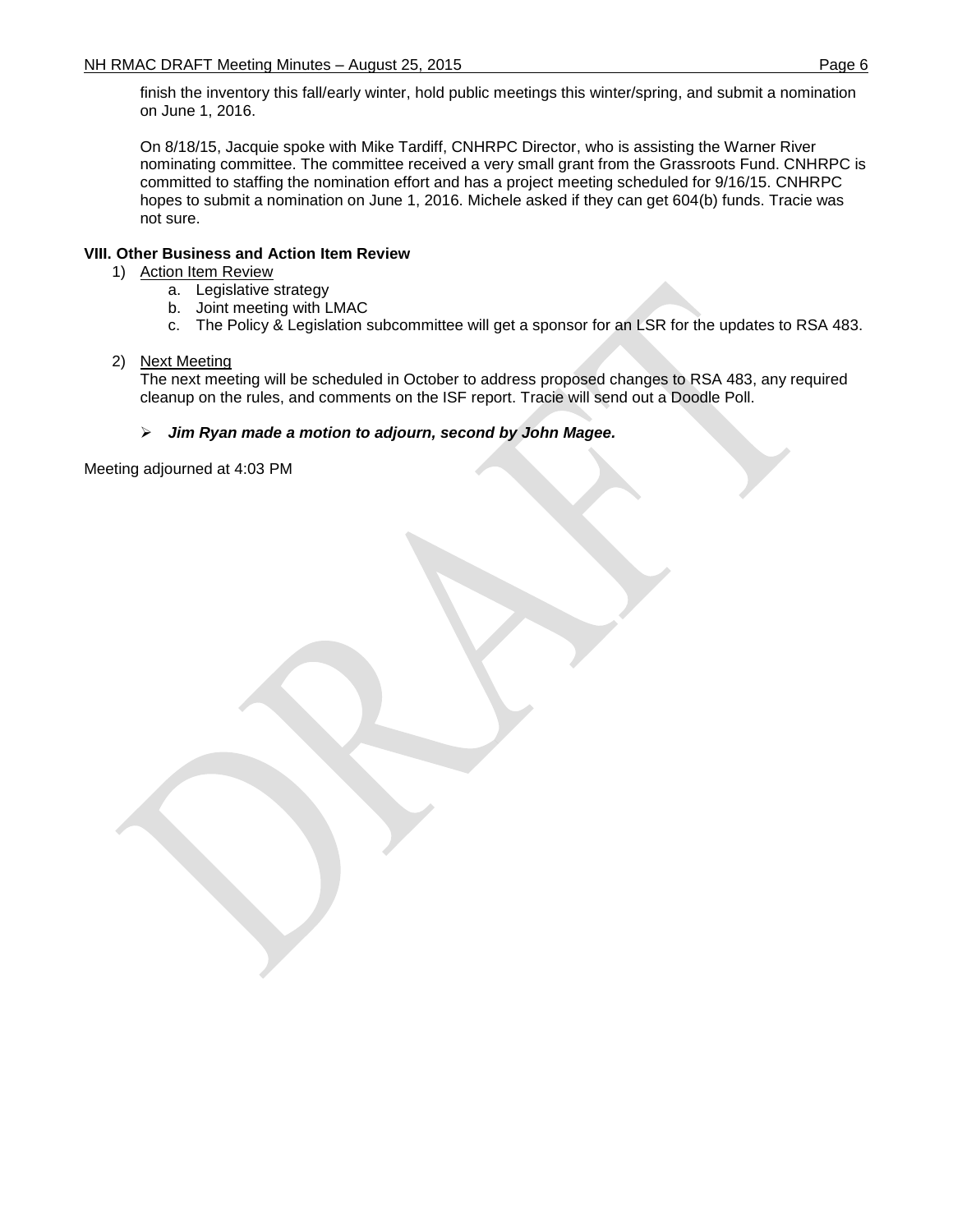finish the inventory this fall/early winter, hold public meetings this winter/spring, and submit a nomination on June 1, 2016.

On 8/18/15, Jacquie spoke with Mike Tardiff, CNHRPC Director, who is assisting the Warner River nominating committee. The committee received a very small grant from the Grassroots Fund. CNHRPC is committed to staffing the nomination effort and has a project meeting scheduled for 9/16/15. CNHRPC hopes to submit a nomination on June 1, 2016. Michele asked if they can get 604(b) funds. Tracie was not sure.

**VIII. Other Business and Action Item Review**

1) Action Item Review
    a. Legislative strategy
    b. Joint meeting with LMAC
    c. The Policy & Legislation subcommittee will get a sponsor for an LSR for the updates to RSA 483.

2) Next Meeting
   The next meeting will be scheduled in October to address proposed changes to RSA 483, any required cleanup on the rules, and comments on the ISF report. Tracie will send out a Doodle Poll.

   - ***Jim Ryan made a motion to adjourn, second by John Magee.***

Meeting adjourned at 4:03 PM